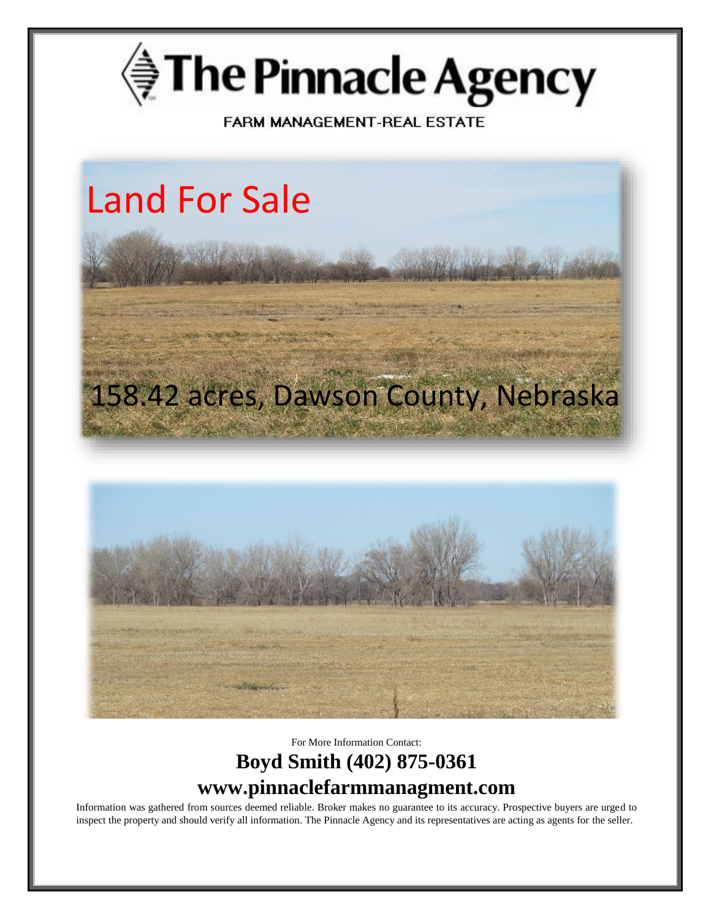# The Pinnacle Agency

FARM MANAGEMENT-REAL ESTATE

## Land For Sale

## 158.42 acres, Dawson County, Nebraska

For More Information Contact:

**Boyd Smith (402) 875-0361**

**www.pinnaclefarmmanagment.com**

Information was gathered from sources deemed reliable. Broker makes no guarantee to its accuracy. Prospective buyers are urged to inspect the property and should verify all information. The Pinnacle Agency and its representatives are acting as agents for the seller.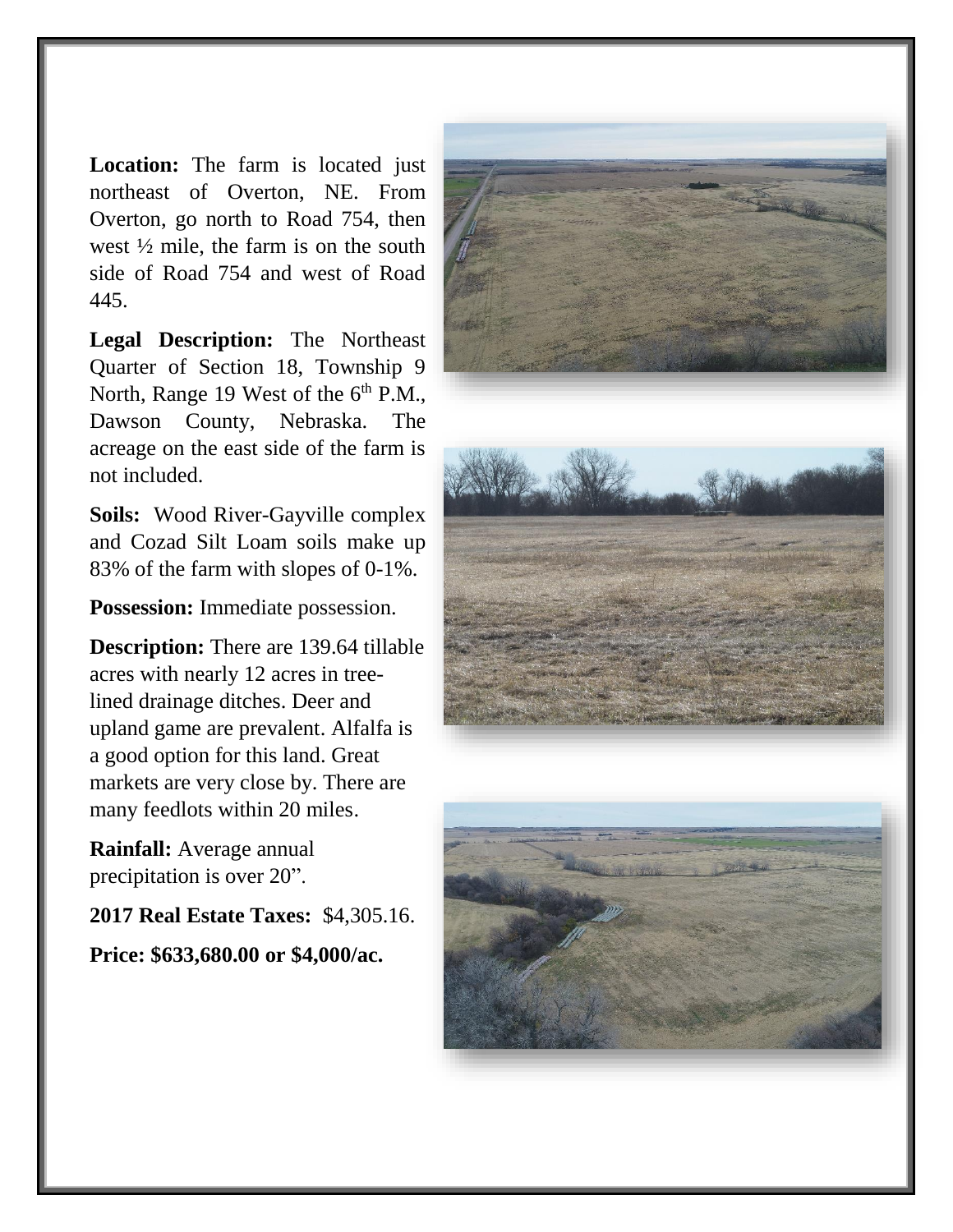**Location:** The farm is located just northeast of Overton, NE. From Overton, go north to Road 754, then west ½ mile, the farm is on the south side of Road 754 and west of Road 445.

**Legal Description:** The Northeast Quarter of Section 18, Township 9 North, Range 19 West of the 6th P.M., Dawson County, Nebraska. The acreage on the east side of the farm is not included.

**Soils:** Wood River-Gayville complex and Cozad Silt Loam soils make up 83% of the farm with slopes of 0-1%.

**Possession:** Immediate possession.

**Description:** There are 139.64 tillable acres with nearly 12 acres in tree-lined drainage ditches. Deer and upland game are prevalent. Alfalfa is a good option for this land. Great markets are very close by. There are many feedlots within 20 miles.

**Rainfall:** Average annual precipitation is over 20".

**2017 Real Estate Taxes:** $4,305.16.

**Price: $633,680.00 or $4,000/ac.**